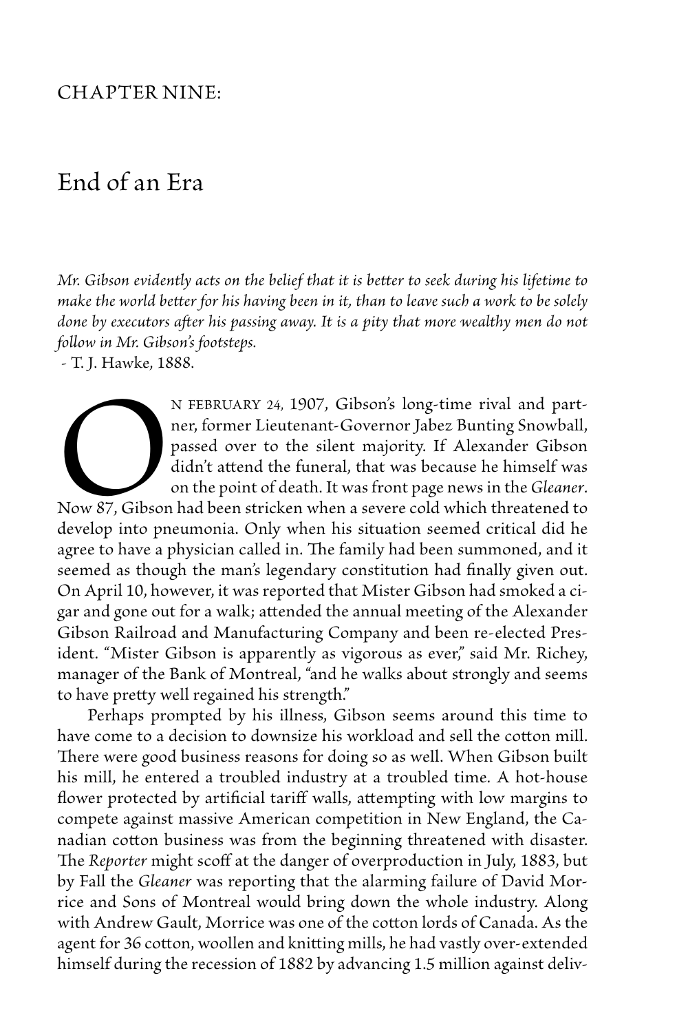# CHAPTER NINE:

## End of an Era

*Mr. Gibson evidently acts on the belief that it is better to seek during his lifetime to make the world better for his having been in it, than to leave such a work to be solely done by executors after his passing away. It is a pity that more wealthy men do not follow in Mr. Gibson's footsteps.*
 - T. J. Hawke, 1888.

On February 24, 1907, Gibson's long-time rival and partner, former Lieutenant-Governor Jabez Bunting Snowball, passed over to the silent majority. If Alexander Gibson didn't attend the funeral, that was because he himself was on the point of death. It was front page news in the *Gleaner*. Now 87, Gibson had been stricken when a severe cold which threatened to develop into pneumonia. Only when his situation seemed critical did he agree to have a physician called in. The family had been summoned, and it seemed as though the man's legendary constitution had finally given out. On April 10, however, it was reported that Mister Gibson had smoked a cigar and gone out for a walk; attended the annual meeting of the Alexander Gibson Railroad and Manufacturing Company and been re-elected President. "Mister Gibson is apparently as vigorous as ever," said Mr. Richey, manager of the Bank of Montreal, "and he walks about strongly and seems to have pretty well regained his strength."

Perhaps prompted by his illness, Gibson seems around this time to have come to a decision to downsize his workload and sell the cotton mill. There were good business reasons for doing so as well. When Gibson built his mill, he entered a troubled industry at a troubled time. A hot-house flower protected by artificial tariff walls, attempting with low margins to compete against massive American competition in New England, the Canadian cotton business was from the beginning threatened with disaster. The *Reporter* might scoff at the danger of overproduction in July, 1883, but by Fall the *Gleaner* was reporting that the alarming failure of David Morrice and Sons of Montreal would bring down the whole industry. Along with Andrew Gault, Morrice was one of the cotton lords of Canada. As the agent for 36 cotton, woollen and knitting mills, he had vastly over-extended himself during the recession of 1882 by advancing 1.5 million against deliv-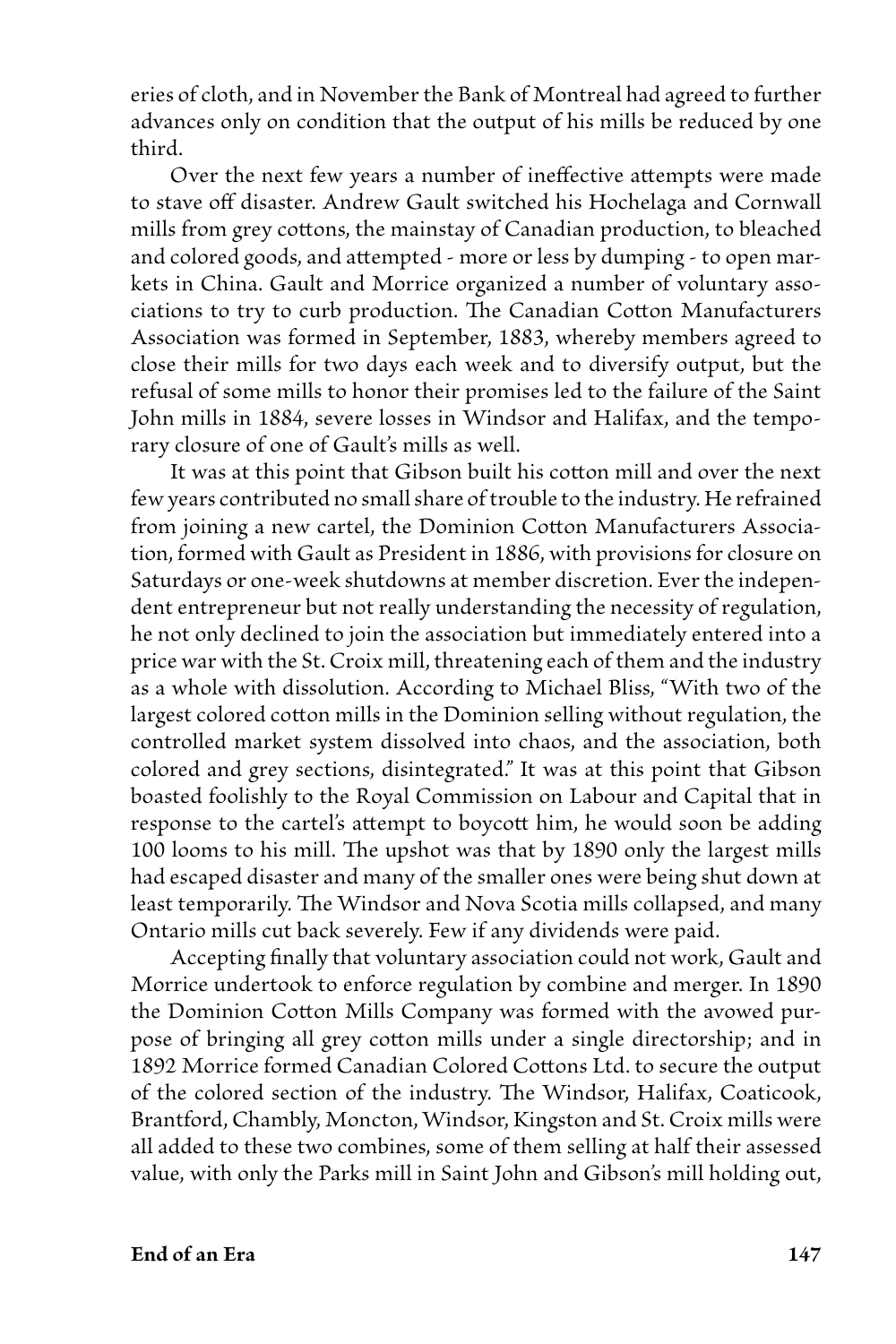eries of cloth, and in November the Bank of Montreal had agreed to further advances only on condition that the output of his mills be reduced by one third.

Over the next few years a number of ineffective attempts were made to stave off disaster. Andrew Gault switched his Hochelaga and Cornwall mills from grey cottons, the mainstay of Canadian production, to bleached and colored goods, and attempted - more or less by dumping - to open markets in China. Gault and Morrice organized a number of voluntary associations to try to curb production. The Canadian Cotton Manufacturers Association was formed in September, 1883, whereby members agreed to close their mills for two days each week and to diversify output, but the refusal of some mills to honor their promises led to the failure of the Saint John mills in 1884, severe losses in Windsor and Halifax, and the temporary closure of one of Gault's mills as well.

It was at this point that Gibson built his cotton mill and over the next few years contributed no small share of trouble to the industry. He refrained from joining a new cartel, the Dominion Cotton Manufacturers Association, formed with Gault as President in 1886, with provisions for closure on Saturdays or one-week shutdowns at member discretion. Ever the independent entrepreneur but not really understanding the necessity of regulation, he not only declined to join the association but immediately entered into a price war with the St. Croix mill, threatening each of them and the industry as a whole with dissolution. According to Michael Bliss, "With two of the largest colored cotton mills in the Dominion selling without regulation, the controlled market system dissolved into chaos, and the association, both colored and grey sections, disintegrated." It was at this point that Gibson boasted foolishly to the Royal Commission on Labour and Capital that in response to the cartel's attempt to boycott him, he would soon be adding 100 looms to his mill. The upshot was that by 1890 only the largest mills had escaped disaster and many of the smaller ones were being shut down at least temporarily. The Windsor and Nova Scotia mills collapsed, and many Ontario mills cut back severely. Few if any dividends were paid.

Accepting finally that voluntary association could not work, Gault and Morrice undertook to enforce regulation by combine and merger. In 1890 the Dominion Cotton Mills Company was formed with the avowed purpose of bringing all grey cotton mills under a single directorship; and in 1892 Morrice formed Canadian Colored Cottons Ltd. to secure the output of the colored section of the industry. The Windsor, Halifax, Coaticook, Brantford, Chambly, Moncton, Windsor, Kingston and St. Croix mills were all added to these two combines, some of them selling at half their assessed value, with only the Parks mill in Saint John and Gibson's mill holding out,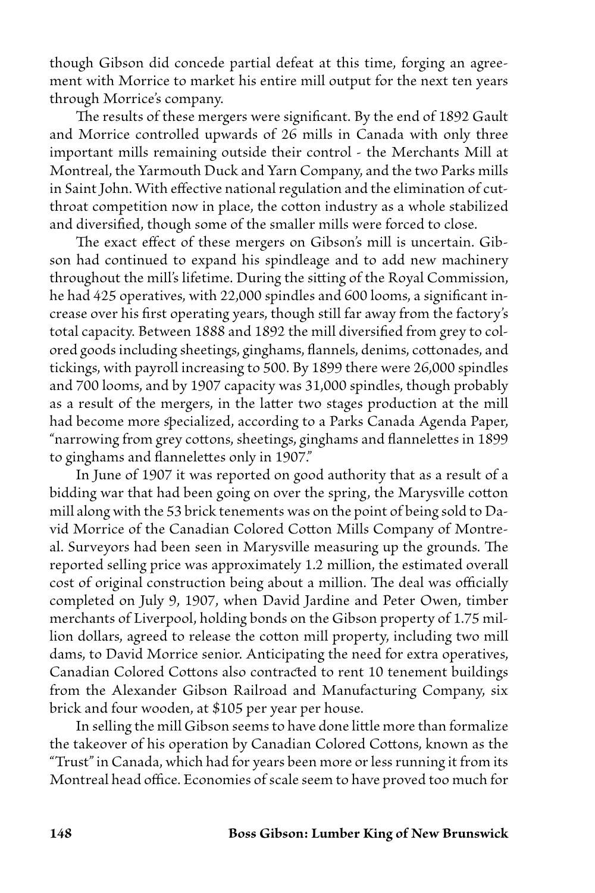though Gibson did concede partial defeat at this time, forging an agreement with Morrice to market his entire mill output for the next ten years through Morrice's company.

The results of these mergers were significant. By the end of 1892 Gault and Morrice controlled upwards of 26 mills in Canada with only three important mills remaining outside their control - the Merchants Mill at Montreal, the Yarmouth Duck and Yarn Company, and the two Parks mills in Saint John. With effective national regulation and the elimination of cutthroat competition now in place, the cotton industry as a whole stabilized and diversified, though some of the smaller mills were forced to close.

The exact effect of these mergers on Gibson's mill is uncertain. Gibson had continued to expand his spindleage and to add new machinery throughout the mill's lifetime. During the sitting of the Royal Commission, he had 425 operatives, with 22,000 spindles and 600 looms, a significant increase over his first operating years, though still far away from the factory's total capacity. Between 1888 and 1892 the mill diversified from grey to colored goods including sheetings, ginghams, flannels, denims, cottonades, and tickings, with payroll increasing to 500. By 1899 there were 26,000 spindles and 700 looms, and by 1907 capacity was 31,000 spindles, though probably as a result of the mergers, in the latter two stages production at the mill had become more specialized, according to a Parks Canada Agenda Paper, "narrowing from grey cottons, sheetings, ginghams and flannelettes in 1899 to ginghams and flannelettes only in 1907."

In June of 1907 it was reported on good authority that as a result of a bidding war that had been going on over the spring, the Marysville cotton mill along with the 53 brick tenements was on the point of being sold to David Morrice of the Canadian Colored Cotton Mills Company of Montreal. Surveyors had been seen in Marysville measuring up the grounds. The reported selling price was approximately 1.2 million, the estimated overall cost of original construction being about a million. The deal was officially completed on July 9, 1907, when David Jardine and Peter Owen, timber merchants of Liverpool, holding bonds on the Gibson property of 1.75 million dollars, agreed to release the cotton mill property, including two mill dams, to David Morrice senior. Anticipating the need for extra operatives, Canadian Colored Cottons also contracted to rent 10 tenement buildings from the Alexander Gibson Railroad and Manufacturing Company, six brick and four wooden, at $105 per year per house.

In selling the mill Gibson seems to have done little more than formalize the takeover of his operation by Canadian Colored Cottons, known as the "Trust" in Canada, which had for years been more or less running it from its Montreal head office. Economies of scale seem to have proved too much for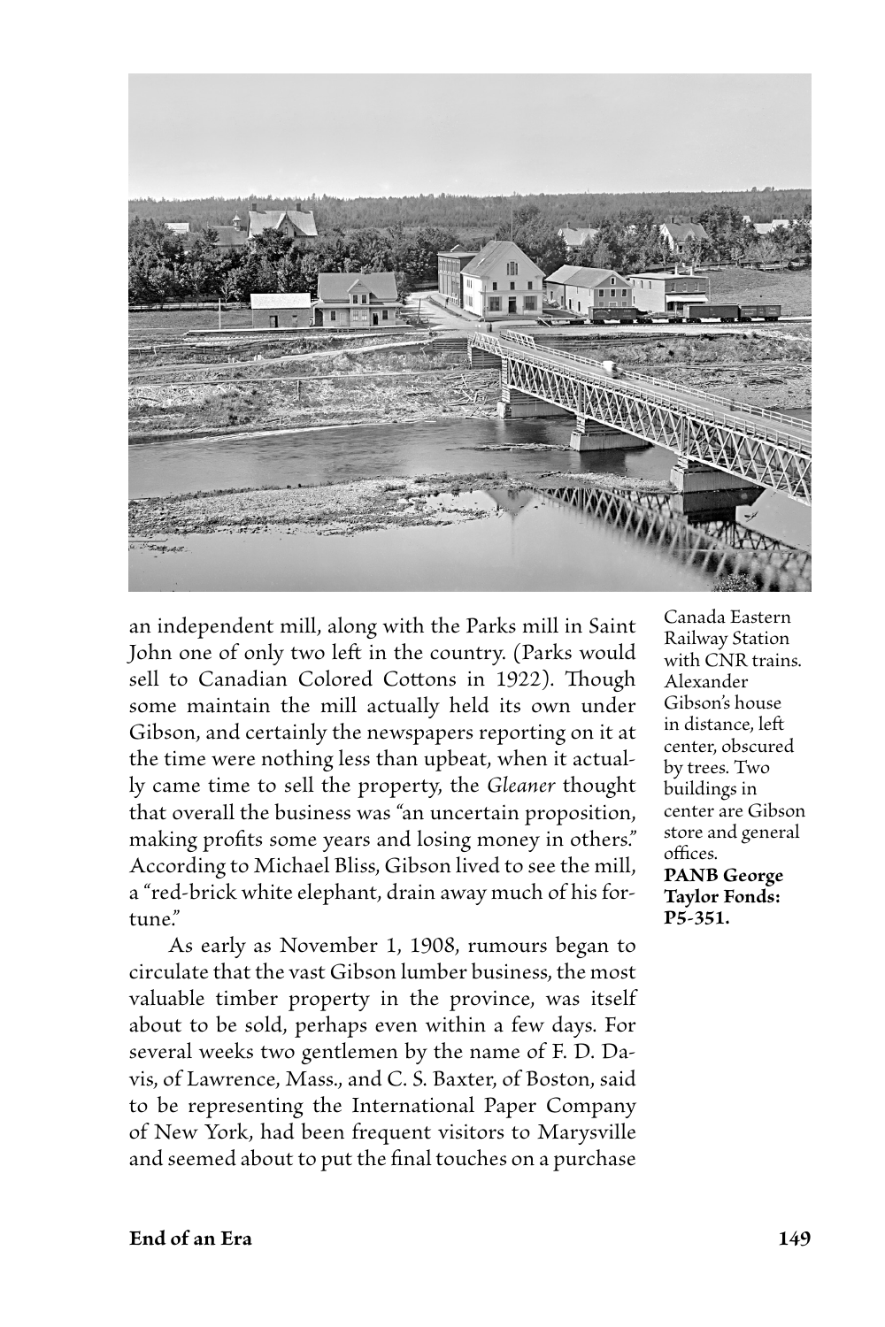an independent mill, along with the Parks mill in Saint John one of only two left in the country. (Parks would sell to Canadian Colored Cottons in 1922). Though some maintain the mill actually held its own under Gibson, and certainly the newspapers reporting on it at the time were nothing less than upbeat, when it actually came time to sell the property, the *Gleaner* thought that overall the business was "an uncertain proposition, making profits some years and losing money in others." According to Michael Bliss, Gibson lived to see the mill, a "red-brick white elephant, drain away much of his fortune."

As early as November 1, 1908, rumours began to circulate that the vast Gibson lumber business, the most valuable timber property in the province, was itself about to be sold, perhaps even within a few days. For several weeks two gentlemen by the name of F. D. Davis, of Lawrence, Mass., and C. S. Baxter, of Boston, said to be representing the International Paper Company of New York, had been frequent visitors to Marysville and seemed about to put the final touches on a purchase

Canada Eastern Railway Station with CNR trains. Alexander Gibson's house in distance, left center, obscured by trees. Two buildings in center are Gibson store and general offices. **PANB George Taylor Fonds: P5-351.**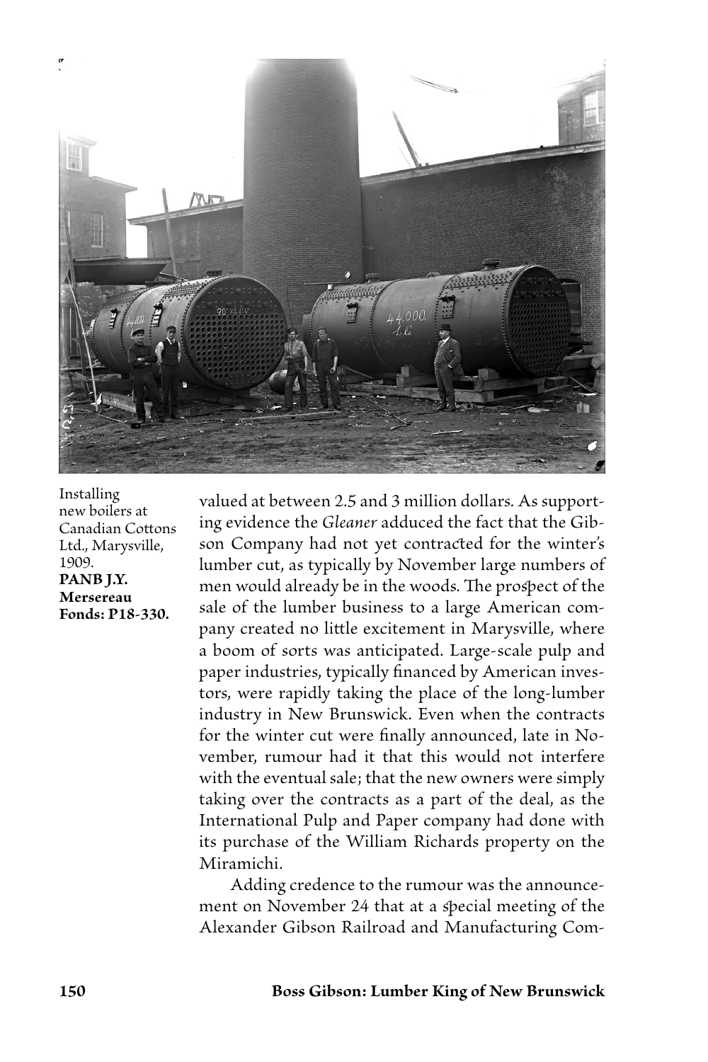Installing new boilers at Canadian Cottons Ltd., Marysville, 1909. **PANB J.Y. Mersereau Fonds: P18-330.**

valued at between 2.5 and 3 million dollars. As supporting evidence the *Gleaner* adduced the fact that the Gibson Company had not yet contracted for the winter's lumber cut, as typically by November large numbers of men would already be in the woods. The prospect of the sale of the lumber business to a large American company created no little excitement in Marysville, where a boom of sorts was anticipated. Large-scale pulp and paper industries, typically financed by American investors, were rapidly taking the place of the long-lumber industry in New Brunswick. Even when the contracts for the winter cut were finally announced, late in November, rumour had it that this would not interfere with the eventual sale; that the new owners were simply taking over the contracts as a part of the deal, as the International Pulp and Paper company had done with its purchase of the William Richards property on the Miramichi.

Adding credence to the rumour was the announcement on November 24 that at a special meeting of the Alexander Gibson Railroad and Manufacturing Com-